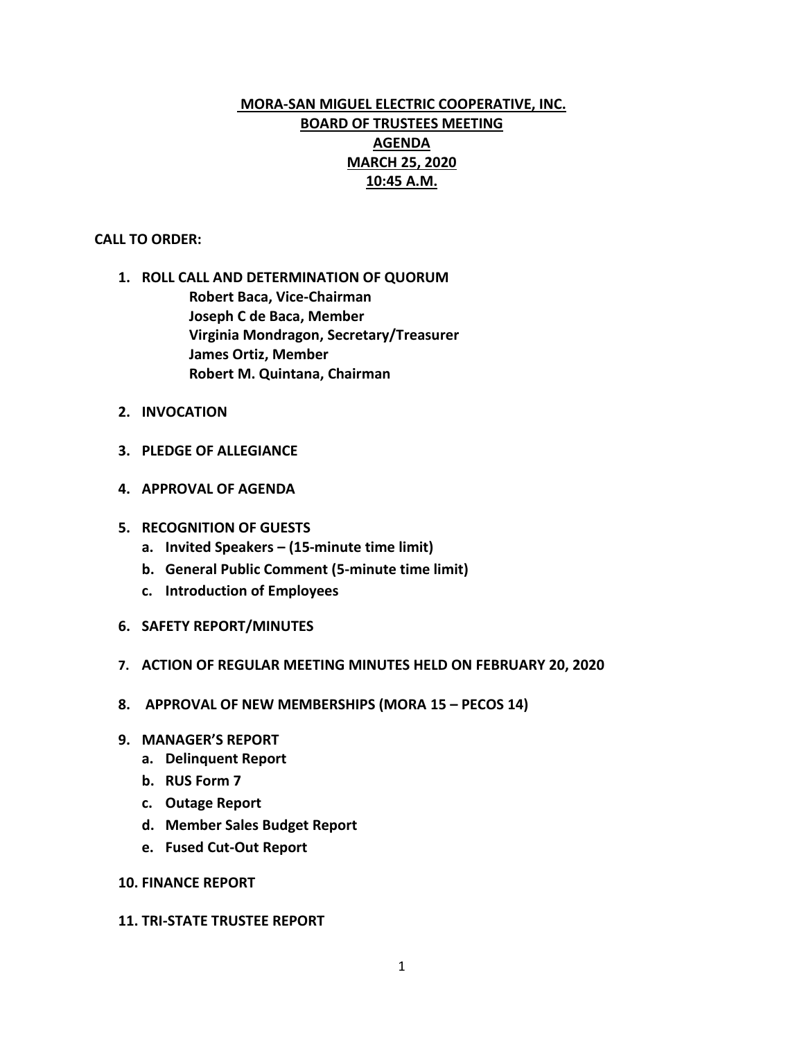# MORA-SAN MIGUEL ELECTRIC COOPERATIVE, INC.
## BOARD OF TRUSTEES MEETING
## AGENDA
## MARCH 25, 2020
## 10:45 A.M.

**CALL TO ORDER:**

1. **ROLL CALL AND DETERMINATION OF QUORUM**
   - **Robert Baca, Vice-Chairman**
   - **Joseph C de Baca, Member**
   - **Virginia Mondragon, Secretary/Treasurer**
   - **James Ortiz, Member**
   - **Robert M. Quintana, Chairman**
2. **INVOCATION**
3. **PLEDGE OF ALLEGIANCE**
4. **APPROVAL OF AGENDA**
5. **RECOGNITION OF GUESTS**
   a. **Invited Speakers – (15-minute time limit)**
   b. **General Public Comment (5-minute time limit)**
   c. **Introduction of Employees**
6. **SAFETY REPORT/MINUTES**
7. **ACTION OF REGULAR MEETING MINUTES HELD ON FEBRUARY 20, 2020**
8. **APPROVAL OF NEW MEMBERSHIPS (MORA 15 – PECOS 14)**
9. **MANAGER'S REPORT**
   a. **Delinquent Report**
   b. **RUS Form 7**
   c. **Outage Report**
   d. **Member Sales Budget Report**
   e. **Fused Cut-Out Report**
10. **FINANCE REPORT**
11. **TRI-STATE TRUSTEE REPORT**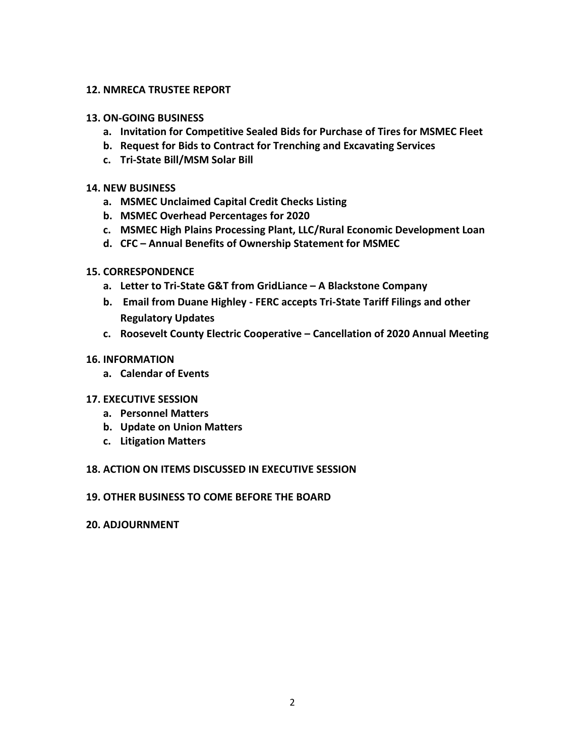**12. NMRECA TRUSTEE REPORT**

**13. ON-GOING BUSINESS**

- **a. Invitation for Competitive Sealed Bids for Purchase of Tires for MSMEC Fleet**
- **b. Request for Bids to Contract for Trenching and Excavating Services**
- **c. Tri-State Bill/MSM Solar Bill**

**14. NEW BUSINESS**

- **a. MSMEC Unclaimed Capital Credit Checks Listing**
- **b. MSMEC Overhead Percentages for 2020**
- **c. MSMEC High Plains Processing Plant, LLC/Rural Economic Development Loan**
- **d. CFC – Annual Benefits of Ownership Statement for MSMEC**

**15. CORRESPONDENCE**

- **a. Letter to Tri-State G&T from GridLiance – A Blackstone Company**
- **b. Email from Duane Highley - FERC accepts Tri-State Tariff Filings and other Regulatory Updates**
- **c. Roosevelt County Electric Cooperative – Cancellation of 2020 Annual Meeting**

**16. INFORMATION**

- **a. Calendar of Events**

**17. EXECUTIVE SESSION**

- **a. Personnel Matters**
- **b. Update on Union Matters**
- **c. Litigation Matters**

**18. ACTION ON ITEMS DISCUSSED IN EXECUTIVE SESSION**

**19. OTHER BUSINESS TO COME BEFORE THE BOARD**

**20. ADJOURNMENT**